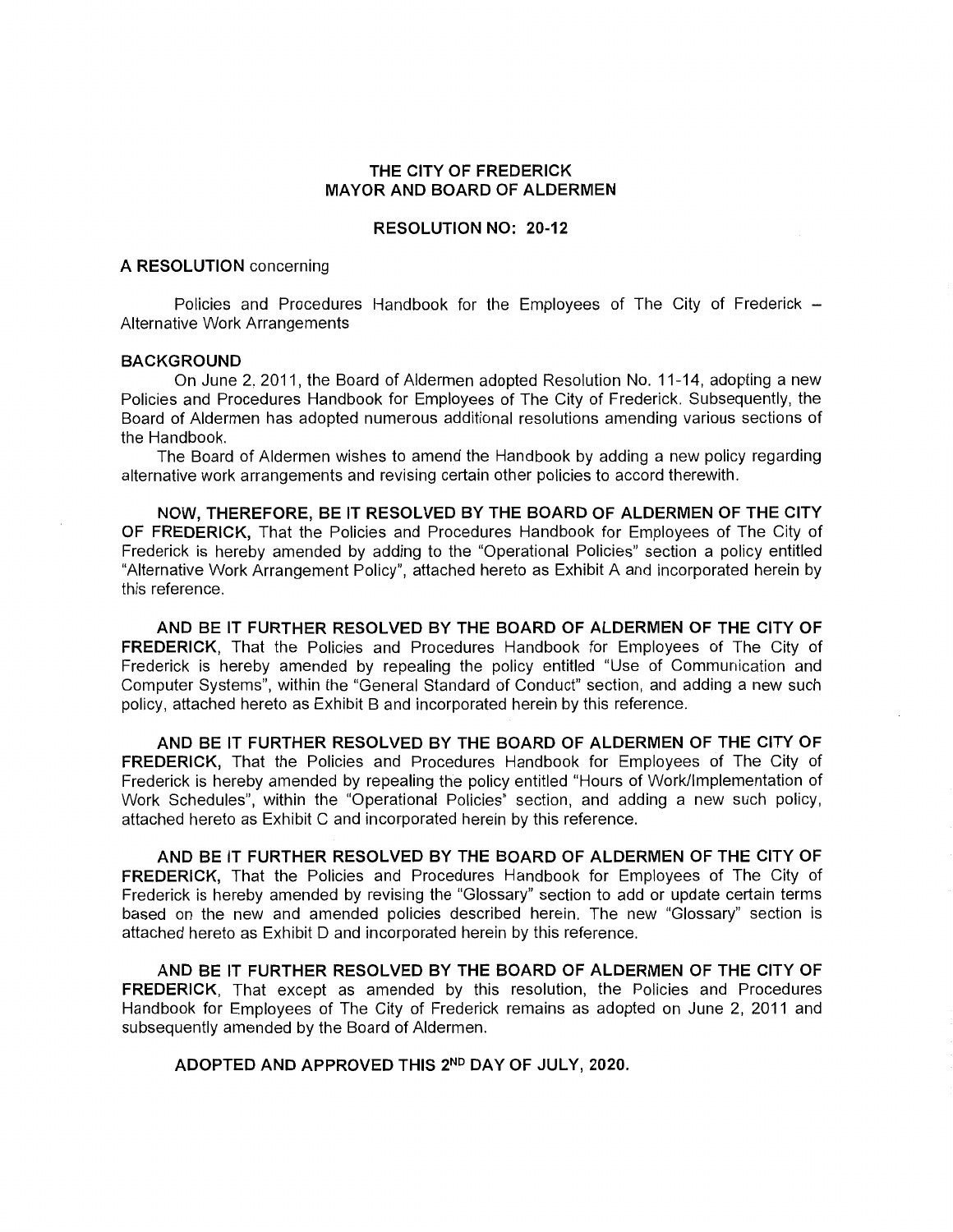**THE CITY OF FREDERICK**
**MAYOR AND BOARD OF ALDERMEN**

**RESOLUTION NO: 20-12**

**A RESOLUTION** concerning

Policies and Procedures Handbook for the Employees of The City of Frederick – Alternative Work Arrangements

**BACKGROUND**

On June 2, 2011, the Board of Aldermen adopted Resolution No. 11-14, adopting a new Policies and Procedures Handbook for Employees of The City of Frederick. Subsequently, the Board of Aldermen has adopted numerous additional resolutions amending various sections of the Handbook.

The Board of Aldermen wishes to amend the Handbook by adding a new policy regarding alternative work arrangements and revising certain other policies to accord therewith.

**NOW, THEREFORE, BE IT RESOLVED BY THE BOARD OF ALDERMEN OF THE CITY OF FREDERICK,** That the Policies and Procedures Handbook for Employees of The City of Frederick is hereby amended by adding to the "Operational Policies" section a policy entitled "Alternative Work Arrangement Policy", attached hereto as Exhibit A and incorporated herein by this reference.

**AND BE IT FURTHER RESOLVED BY THE BOARD OF ALDERMEN OF THE CITY OF FREDERICK,** That the Policies and Procedures Handbook for Employees of The City of Frederick is hereby amended by repealing the policy entitled "Use of Communication and Computer Systems", within the "General Standard of Conduct" section, and adding a new such policy, attached hereto as Exhibit B and incorporated herein by this reference.

**AND BE IT FURTHER RESOLVED BY THE BOARD OF ALDERMEN OF THE CITY OF FREDERICK,** That the Policies and Procedures Handbook for Employees of The City of Frederick is hereby amended by repealing the policy entitled "Hours of Work/Implementation of Work Schedules", within the "Operational Policies" section, and adding a new such policy, attached hereto as Exhibit C and incorporated herein by this reference.

**AND BE IT FURTHER RESOLVED BY THE BOARD OF ALDERMEN OF THE CITY OF FREDERICK,** That the Policies and Procedures Handbook for Employees of The City of Frederick is hereby amended by revising the "Glossary" section to add or update certain terms based on the new and amended policies described herein. The new "Glossary" section is attached hereto as Exhibit D and incorporated herein by this reference.

**AND BE IT FURTHER RESOLVED BY THE BOARD OF ALDERMEN OF THE CITY OF FREDERICK,** That except as amended by this resolution, the Policies and Procedures Handbook for Employees of The City of Frederick remains as adopted on June 2, 2011 and subsequently amended by the Board of Aldermen.

**ADOPTED AND APPROVED THIS 2ND DAY OF JULY, 2020.**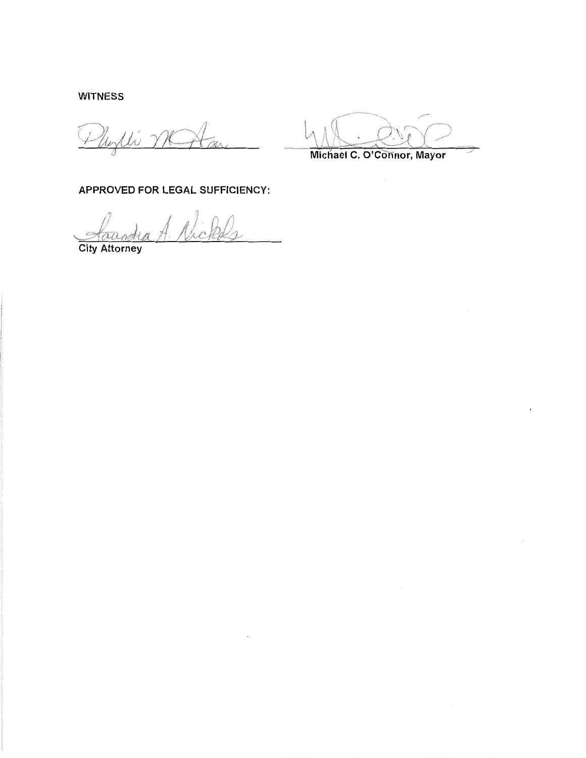WITNESS

Phyllis McAtee &nbsp;&nbsp;&nbsp;&nbsp;&nbsp;&nbsp;&nbsp;&nbsp;&nbsp;&nbsp;&nbsp;&nbsp;&nbsp;&nbsp;&nbsp;&nbsp;&nbsp;&nbsp;&nbsp;&nbsp; ______________________

Michael C. O'Connor, Mayor

**APPROVED FOR LEGAL SUFFICIENCY:**

Saundra A. Nichols

City Attorney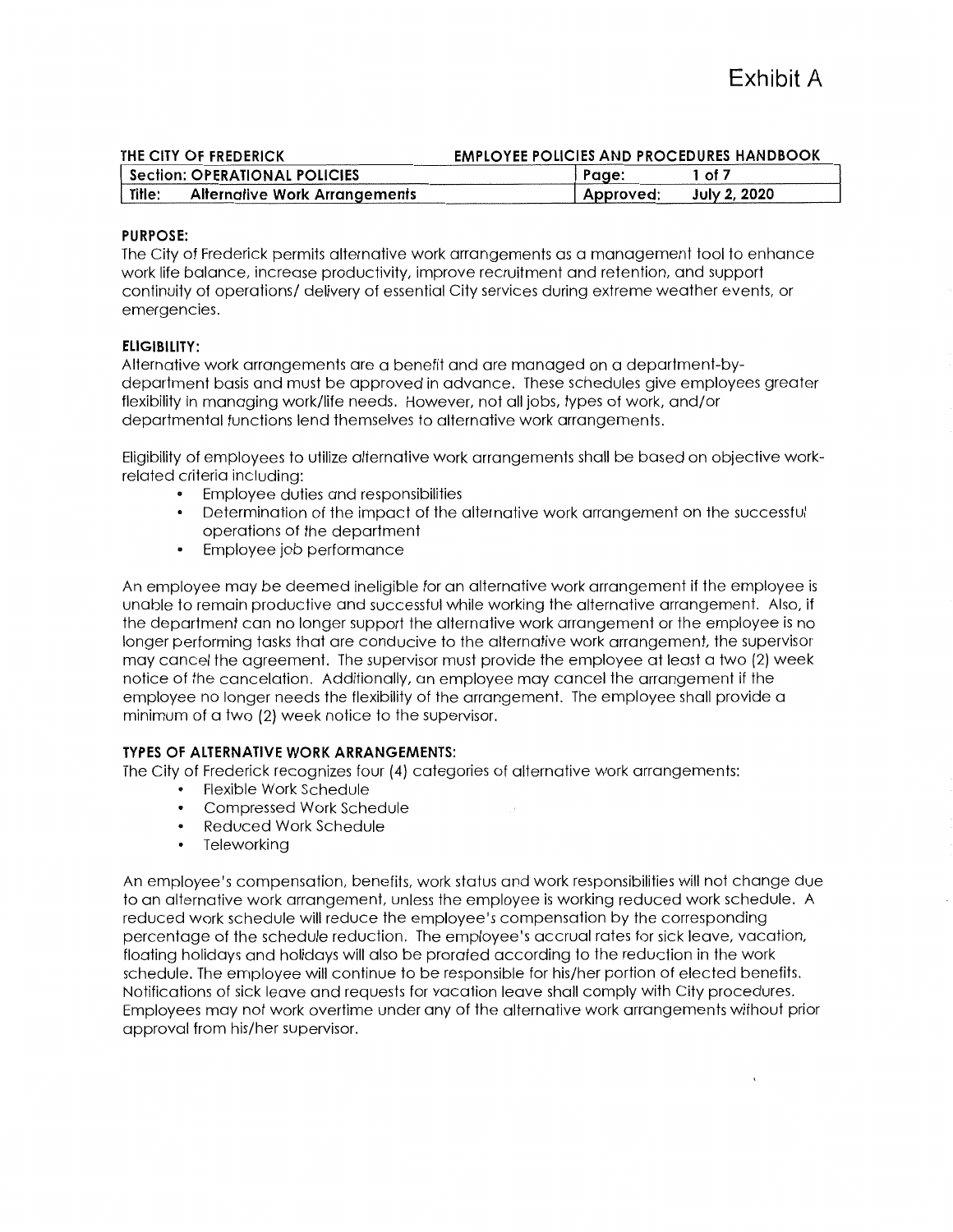# Exhibit A

| THE CITY OF FREDERICK | EMPLOYEE POLICIES AND PROCEDURES HANDBOOK | |
|---|---|---|
| **Section: OPERATIONAL POLICIES** | Page: | 1 of 7 |
| **Title: Alternative Work Arrangements** | Approved: | July 2, 2020 |

**PURPOSE:**

The City of Frederick permits alternative work arrangements as a management tool to enhance work life balance, increase productivity, improve recruitment and retention, and support continuity of operations/ delivery of essential City services during extreme weather events, or emergencies.

**ELIGIBILITY:**

Alternative work arrangements are a benefit and are managed on a department-by-department basis and must be approved in advance. These schedules give employees greater flexibility in managing work/life needs. However, not all jobs, types of work, and/or departmental functions lend themselves to alternative work arrangements.

Eligibility of employees to utilize alternative work arrangements shall be based on objective work-related criteria including:

- Employee duties and responsibilities
- Determination of the impact of the alternative work arrangement on the successful operations of the department
- Employee job performance

An employee may be deemed ineligible for an alternative work arrangement if the employee is unable to remain productive and successful while working the alternative arrangement. Also, if the department can no longer support the alternative work arrangement or the employee is no longer performing tasks that are conducive to the alternative work arrangement, the supervisor may cancel the agreement. The supervisor must provide the employee at least a two (2) week notice of the cancelation. Additionally, an employee may cancel the arrangement if the employee no longer needs the flexibility of the arrangement. The employee shall provide a minimum of a two (2) week notice to the supervisor.

**TYPES OF ALTERNATIVE WORK ARRANGEMENTS:**

The City of Frederick recognizes four (4) categories of alternative work arrangements:

- Flexible Work Schedule
- Compressed Work Schedule
- Reduced Work Schedule
- Teleworking

An employee's compensation, benefits, work status and work responsibilities will not change due to an alternative work arrangement, unless the employee is working reduced work schedule. A reduced work schedule will reduce the employee's compensation by the corresponding percentage of the schedule reduction. The employee's accrual rates for sick leave, vacation, floating holidays and holidays will also be prorated according to the reduction in the work schedule. The employee will continue to be responsible for his/her portion of elected benefits. Notifications of sick leave and requests for vacation leave shall comply with City procedures. Employees may not work overtime under any of the alternative work arrangements without prior approval from his/her supervisor.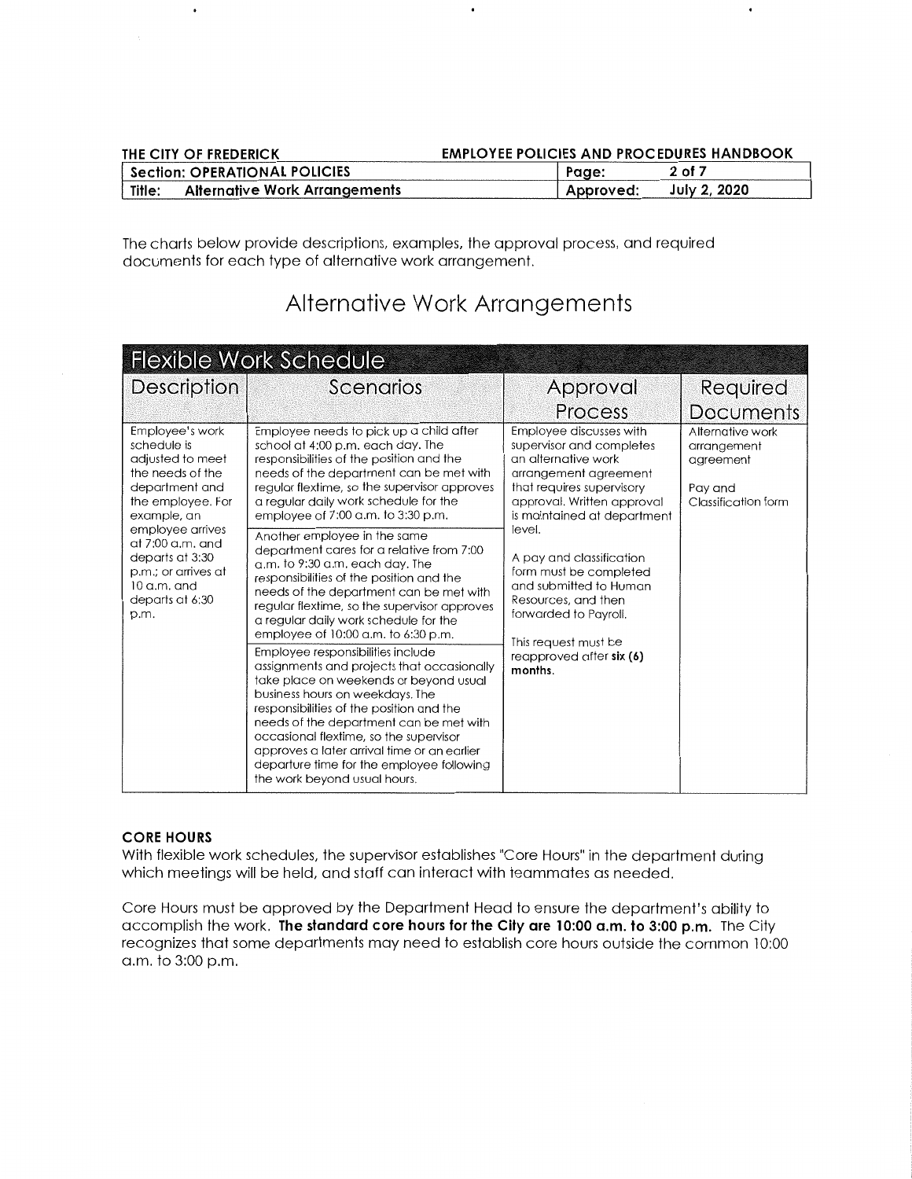The charts below provide descriptions, examples, the approval process, and required documents for each type of alternative work arrangement.

# Alternative Work Arrangements

| Flexible Work Schedule | | | |
|---|---|---|---|
| **Description** | **Scenarios** | **Approval Process** | **Required Documents** |
| Employee's work schedule is adjusted to meet the needs of the department and the employee. For example, an employee arrives at 7:00 a.m. and departs at 3:30 p.m.; or arrives at 10 a.m. and departs at 6:30 p.m. | Employee needs to pick up a child after school at 4:00 p.m. each day. The responsibilities of the position and the needs of the department can be met with regular flextime, so the supervisor approves a regular daily work schedule for the employee of 7:00 a.m. to 3:30 p.m.<br><br>Another employee in the same department cares for a relative from 7:00 a.m. to 9:30 a.m. each day. The responsibilities of the position and the needs of the department can be met with regular flextime, so the supervisor approves a regular daily work schedule for the employee of 10:00 a.m. to 6:30 p.m.<br><br>Employee responsibilities include assignments and projects that occasionally take place on weekends or beyond usual business hours on weekdays. The responsibilities of the position and the needs of the department can be met with occasional flextime, so the supervisor approves a later arrival time or an earlier departure time for the employee following the work beyond usual hours. | Employee discusses with supervisor and completes an alternative work arrangement agreement that requires supervisory approval. Written approval is maintained at department level.<br><br>A pay and classification form must be completed and submitted to Human Resources, and then forwarded to Payroll.<br><br>This request must be reapproved after **six (6) months**. | Alternative work arrangement agreement<br><br>Pay and Classification form |

**CORE HOURS**

With flexible work schedules, the supervisor establishes "Core Hours" in the department during which meetings will be held, and staff can interact with teammates as needed.

Core Hours must be approved by the Department Head to ensure the department's ability to accomplish the work. **The standard core hours for the City are 10:00 a.m. to 3:00 p.m.** The City recognizes that some departments may need to establish core hours outside the common 10:00 a.m. to 3:00 p.m.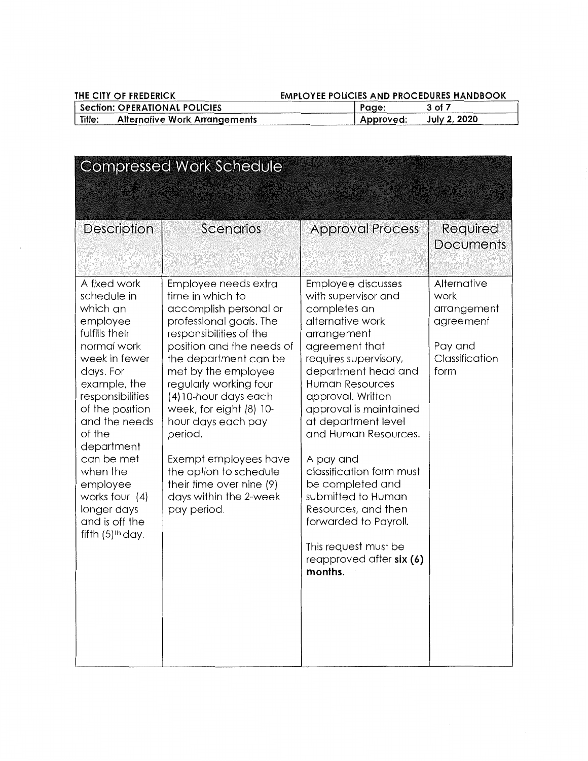## Compressed Work Schedule

| Description | Scenarios | Approval Process | Required Documents |
|---|---|---|---|
| A fixed work schedule in which an employee fulfills their normal work week in fewer days. For example, the responsibilities of the position and the needs of the department can be met when the employee works four (4) longer days and is off the fifth (5)th day. | Employee needs extra time in which to accomplish personal or professional goals. The responsibilities of the position and the needs of the department can be met by the employee regularly working four (4) 10-hour days each week, for eight (8) 10-hour days each pay period.<br><br>Exempt employees have the option to schedule their time over nine (9) days within the 2-week pay period. | Employee discusses with supervisor and completes an alternative work arrangement agreement that requires supervisory, department head and Human Resources approval. Written approval is maintained at department level and Human Resources.<br><br>A pay and classification form must be completed and submitted to Human Resources, and then forwarded to Payroll.<br><br>This request must be reapproved after **six (6) months**. | Alternative work arrangement agreement<br><br>Pay and Classification form |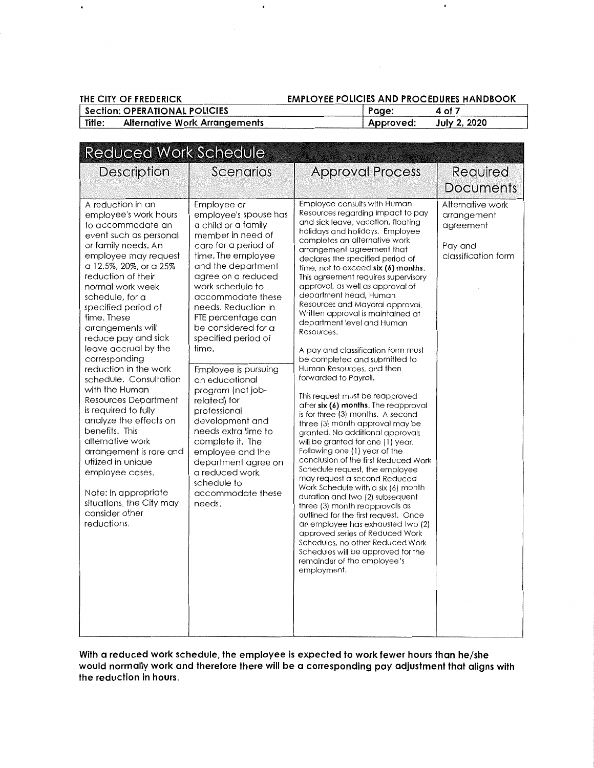## Reduced Work Schedule

| Description | Scenarios | Approval Process | Required Documents |
|---|---|---|---|
| A reduction in an employee's work hours to accommodate an event such as personal or family needs. An employee may request a 12.5%, 20%, or a 25% reduction of their normal work week schedule, for a specified period of time. These arrangements will reduce pay and sick leave accrual by the corresponding reduction in the work schedule. Consultation with the Human Resources Department is required to fully analyze the effects on benefits. This alternative work arrangement is rare and utilized in unique employee cases.<br><br>Note: In appropriate situations, the City may consider other reductions. | Employee or employee's spouse has a child or a family member in need of care for a period of time. The employee and the department agree on a reduced work schedule to accommodate these needs. Reduction in FTE percentage can be considered for a specified period of time.<br><br>Employee is pursuing an educational program (not job-related) for professional development and needs extra time to complete it. The employee and the department agree on a reduced work schedule to accommodate these needs. | Employee consults with Human Resources regarding impact to pay and sick leave, vacation, floating holidays and holidays. Employee completes an alternative work arrangement agreement that declares the specified period of time, not to exceed **six (6) months**. This agreement requires supervisory approval, as well as approval of department head, Human Resources and Mayoral approval. Written approval is maintained at department level and Human Resources.<br><br>A pay and classification form must be completed and submitted to Human Resources, and then forwarded to Payroll.<br><br>This request must be reapproved after **six (6) months**. The reapproval is for three (3) months. A second three (3) month approval may be granted. No additional approvals will be granted for one (1) year. Following one (1) year of the conclusion of the first Reduced Work Schedule request, the employee may request a second Reduced Work Schedule with a six (6) month duration and two (2) subsequent three (3) month reapprovals as outlined for the first request. Once an employee has exhausted two (2) approved series of Reduced Work Schedules, no other Reduced Work Schedules will be approved for the remainder of the employee's employment. | Alternative work arrangement agreement<br><br>Pay and classification form |

**With a reduced work schedule, the employee is expected to work fewer hours than he/she would normally work and therefore there will be a corresponding pay adjustment that aligns with the reduction in hours.**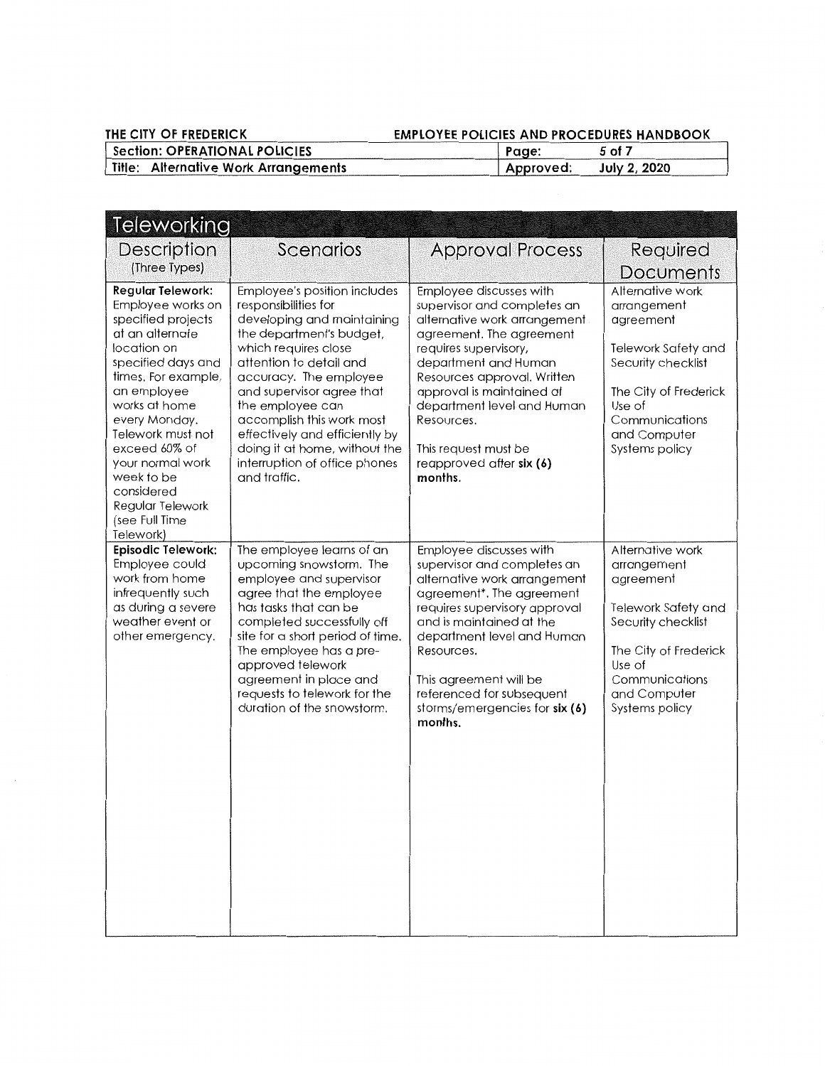## Teleworking

| Description (Three Types) | Scenarios | Approval Process | Required Documents |
|---|---|---|---|
| **Regular Telework:** Employee works on specified projects at an alternate location on specified days and times. For example, an employee works at home every Monday. Telework must not exceed 60% of your normal work week to be considered Regular Telework (see Full Time Telework) | Employee's position includes responsibilities for developing and maintaining the department's budget, which requires close attention to detail and accuracy. The employee and supervisor agree that the employee can accomplish this work most effectively and efficiently by doing it at home, without the interruption of office phones and traffic. | Employee discusses with supervisor and completes an alternative work arrangement agreement. The agreement requires supervisory, department and Human Resources approval. Written approval is maintained at department level and Human Resources.<br><br>This request must be reapproved after **six (6) months.** | Alternative work arrangement agreement<br><br>Telework Safety and Security checklist<br><br>The City of Frederick Use of Communications and Computer Systems policy |
| **Episodic Telework:** Employee could work from home infrequently such as during a severe weather event or other emergency. | The employee learns of an upcoming snowstorm. The employee and supervisor agree that the employee has tasks that can be completed successfully off site for a short period of time. The employee has a pre-approved telework agreement in place and requests to telework for the duration of the snowstorm. | Employee discusses with supervisor and completes an alternative work arrangement agreement*. The agreement requires supervisory approval and is maintained at the department level and Human Resources.<br><br>This agreement will be referenced for subsequent storms/emergencies for **six (6) months.** | Alternative work arrangement agreement<br><br>Telework Safety and Security checklist<br><br>The City of Frederick Use of Communications and Computer Systems policy |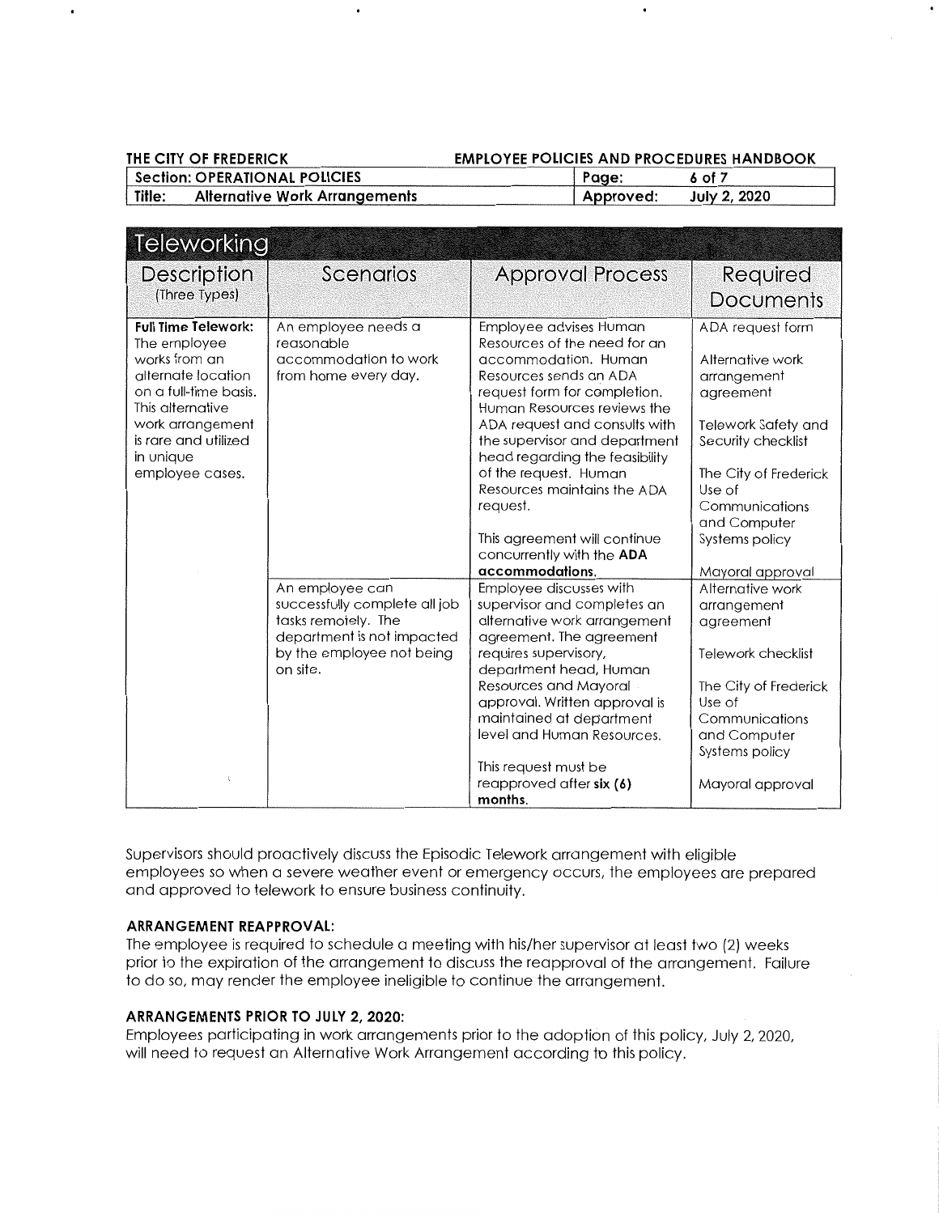## Teleworking

| Description (Three Types) | Scenarios | Approval Process | Required Documents |
|---|---|---|---|
| **Full Time Telework:** The employee works from an alternate location on a full-time basis. This alternative work arrangement is rare and utilized in unique employee cases. | An employee needs a reasonable accommodation to work from home every day. | Employee advises Human Resources of the need for an accommodation. Human Resources sends an ADA request form for completion. Human Resources reviews the ADA request and consults with the supervisor and department head regarding the feasibility of the request. Human Resources maintains the ADA request.<br><br>This agreement will continue concurrently with the **ADA accommodations.** | ADA request form<br><br>Alternative work arrangement agreement<br><br>Telework Safety and Security checklist<br><br>The City of Frederick Use of Communications and Computer Systems policy<br><br>Mayoral approval |
| | An employee can successfully complete all job tasks remotely. The department is not impacted by the employee not being on site. | Employee discusses with supervisor and completes an alternative work arrangement agreement. The agreement requires supervisory, department head, Human Resources and Mayoral approval. Written approval is maintained at department level and Human Resources.<br><br>This request must be reapproved after **six (6) months.** | Alternative work arrangement agreement<br><br>Telework checklist<br><br>The City of Frederick Use of Communications and Computer Systems policy<br><br>Mayoral approval |

Supervisors should proactively discuss the Episodic Telework arrangement with eligible employees so when a severe weather event or emergency occurs, the employees are prepared and approved to telework to ensure business continuity.

**ARRANGEMENT REAPPROVAL:**

The employee is required to schedule a meeting with his/her supervisor at least two (2) weeks prior to the expiration of the arrangement to discuss the reapproval of the arrangement. Failure to do so, may render the employee ineligible to continue the arrangement.

**ARRANGEMENTS PRIOR TO JULY 2, 2020:**

Employees participating in work arrangements prior to the adoption of this policy, July 2, 2020, will need to request an Alternative Work Arrangement according to this policy.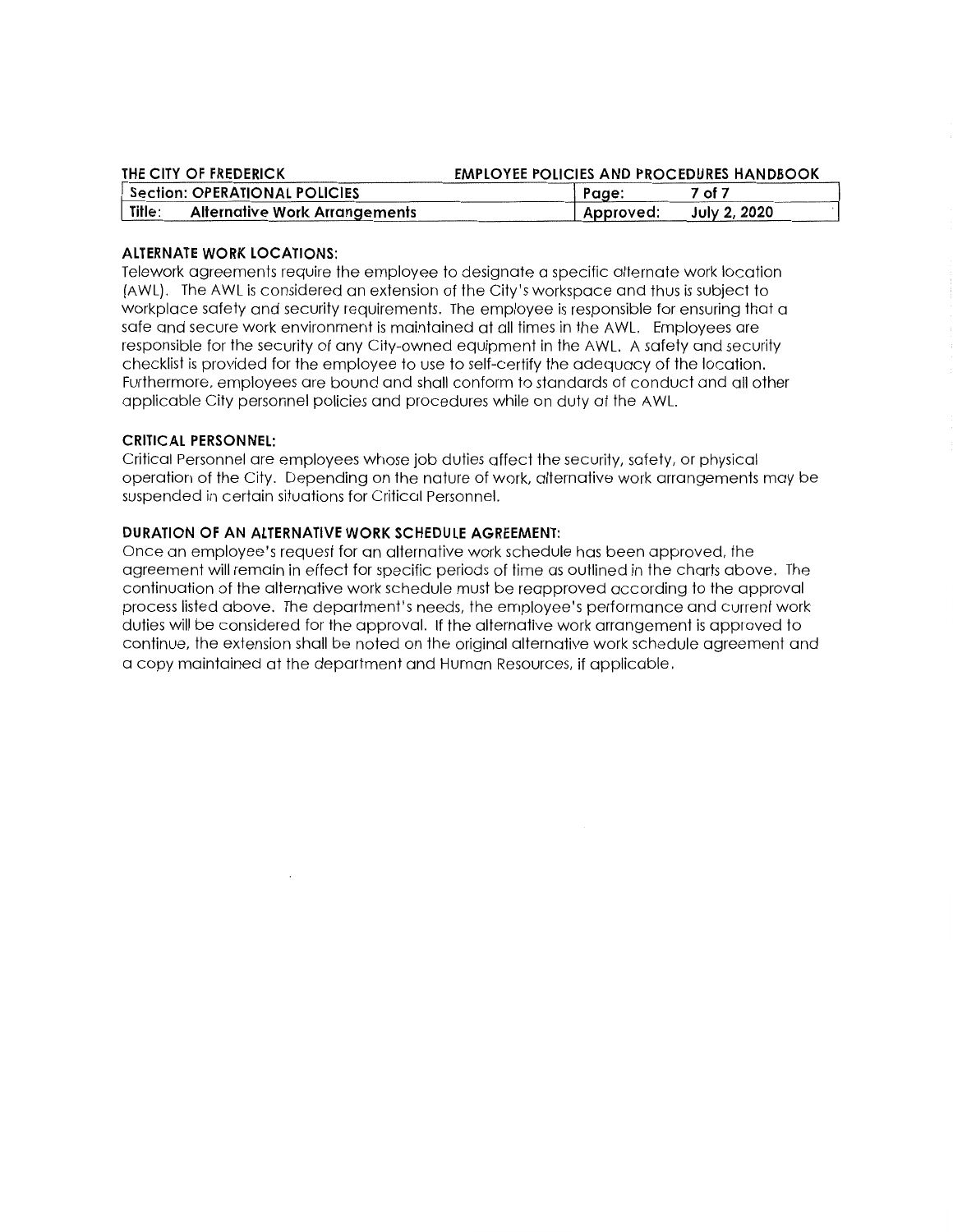**ALTERNATE WORK LOCATIONS:**

Telework agreements require the employee to designate a specific alternate work location (AWL). The AWL is considered an extension of the City's workspace and thus is subject to workplace safety and security requirements. The employee is responsible for ensuring that a safe and secure work environment is maintained at all times in the AWL. Employees are responsible for the security of any City-owned equipment in the AWL. A safety and security checklist is provided for the employee to use to self-certify the adequacy of the location. Furthermore, employees are bound and shall conform to standards of conduct and all other applicable City personnel policies and procedures while on duty at the AWL.

**CRITICAL PERSONNEL:**

Critical Personnel are employees whose job duties affect the security, safety, or physical operation of the City. Depending on the nature of work, alternative work arrangements may be suspended in certain situations for Critical Personnel.

**DURATION OF AN ALTERNATIVE WORK SCHEDULE AGREEMENT:**

Once an employee's request for an alternative work schedule has been approved, the agreement will remain in effect for specific periods of time as outlined in the charts above. The continuation of the alternative work schedule must be reapproved according to the approval process listed above. The department's needs, the employee's performance and current work duties will be considered for the approval. If the alternative work arrangement is approved to continue, the extension shall be noted on the original alternative work schedule agreement and a copy maintained at the department and Human Resources, if applicable.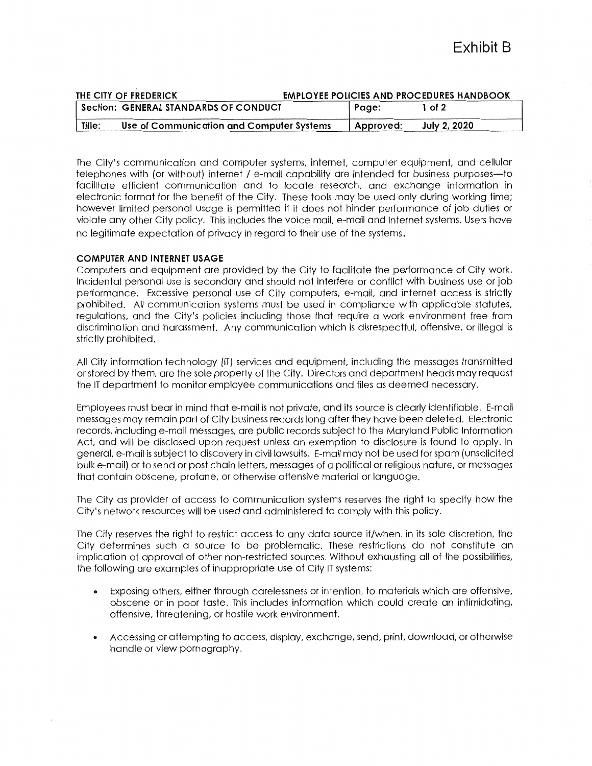# Exhibit B

| THE CITY OF FREDERICK | EMPLOYEE POLICIES AND PROCEDURES HANDBOOK | |
|---|---|---|
| Section: GENERAL STANDARDS OF CONDUCT | Page: | 1 of 2 |
| Title: Use of Communication and Computer Systems | Approved: | July 2, 2020 |

The City's communication and computer systems, internet, computer equipment, and cellular telephones with (or without) internet / e-mail capability are intended for business purposes—to facilitate efficient communication and to locate research, and exchange information in electronic format for the benefit of the City. These tools may be used only during working time; however limited personal usage is permitted if it does not hinder performance of job duties or violate any other City policy. This includes the voice mail, e-mail and Internet systems. Users have no legitimate expectation of privacy in regard to their use of the systems.

**COMPUTER AND INTERNET USAGE**

Computers and equipment are provided by the City to facilitate the performance of City work. Incidental personal use is secondary and should not interfere or conflict with business use or job performance. Excessive personal use of City computers, e-mail, and internet access is strictly prohibited. All communication systems must be used in compliance with applicable statutes, regulations, and the City's policies including those that require a work environment free from discrimination and harassment. Any communication which is disrespectful, offensive, or illegal is strictly prohibited.

All City information technology (IT) services and equipment, including the messages transmitted or stored by them, are the sole property of the City. Directors and department heads may request the IT department to monitor employee communications and files as deemed necessary.

Employees must bear in mind that e-mail is not private, and its source is clearly identifiable. E-mail messages may remain part of City business records long after they have been deleted. Electronic records, including e-mail messages, are public records subject to the Maryland Public Information Act, and will be disclosed upon request unless an exemption to disclosure is found to apply. In general, e-mail is subject to discovery in civil lawsuits. E-mail may not be used for spam (unsolicited bulk e-mail) or to send or post chain letters, messages of a political or religious nature, or messages that contain obscene, profane, or otherwise offensive material or language.

The City as provider of access to communication systems reserves the right to specify how the City's network resources will be used and administered to comply with this policy.

The City reserves the right to restrict access to any data source if/when, in its sole discretion, the City determines such a source to be problematic. These restrictions do not constitute an implication of approval of other non-restricted sources. Without exhausting all of the possibilities, the following are examples of inappropriate use of City IT systems:

- Exposing others, either through carelessness or intention, to materials which are offensive, obscene or in poor taste. This includes information which could create an intimidating, offensive, threatening, or hostile work environment.
- Accessing or attempting to access, display, exchange, send, print, download, or otherwise handle or view pornography.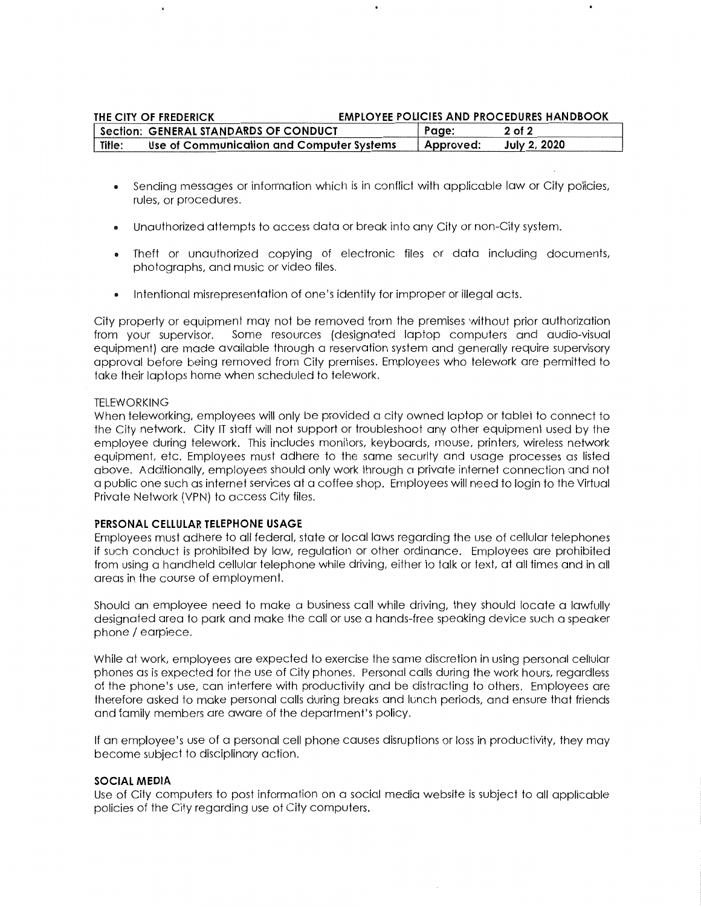- Sending messages or information which is in conflict with applicable law or City policies, rules, or procedures.

- Unauthorized attempts to access data or break into any City or non-City system.

- Theft or unauthorized copying of electronic files or data including documents, photographs, and music or video files.

- Intentional misrepresentation of one's identity for improper or illegal acts.

City property or equipment may not be removed from the premises without prior authorization from your supervisor. Some resources (designated laptop computers and audio-visual equipment) are made available through a reservation system and generally require supervisory approval before being removed from City premises. Employees who telework are permitted to take their laptops home when scheduled to telework.

TELEWORKING

When teleworking, employees will only be provided a city owned laptop or tablet to connect to the City network. City IT staff will not support or troubleshoot any other equipment used by the employee during telework. This includes monitors, keyboards, mouse, printers, wireless network equipment, etc. Employees must adhere to the same security and usage processes as listed above. Additionally, employees should only work through a private internet connection and not a public one such as internet services at a coffee shop. Employees will need to login to the Virtual Private Network (VPN) to access City files.

**PERSONAL CELLULAR TELEPHONE USAGE**

Employees must adhere to all federal, state or local laws regarding the use of cellular telephones if such conduct is prohibited by law, regulation or other ordinance. Employees are prohibited from using a handheld cellular telephone while driving, either to talk or text, at all times and in all areas in the course of employment.

Should an employee need to make a business call while driving, they should locate a lawfully designated area to park and make the call or use a hands-free speaking device such a speaker phone / earpiece.

While at work, employees are expected to exercise the same discretion in using personal cellular phones as is expected for the use of City phones. Personal calls during the work hours, regardless of the phone's use, can interfere with productivity and be distracting to others. Employees are therefore asked to make personal calls during breaks and lunch periods, and ensure that friends and family members are aware of the department's policy.

If an employee's use of a personal cell phone causes disruptions or loss in productivity, they may become subject to disciplinary action.

**SOCIAL MEDIA**

Use of City computers to post information on a social media website is subject to all applicable policies of the City regarding use of City computers.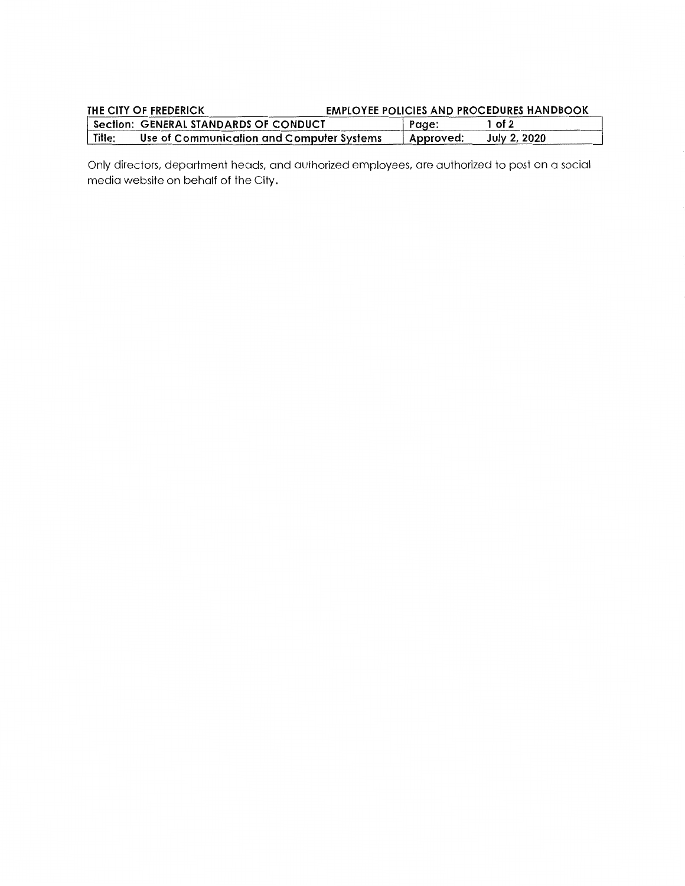Only directors, department heads, and authorized employees, are authorized to post on a social media website on behalf of the City.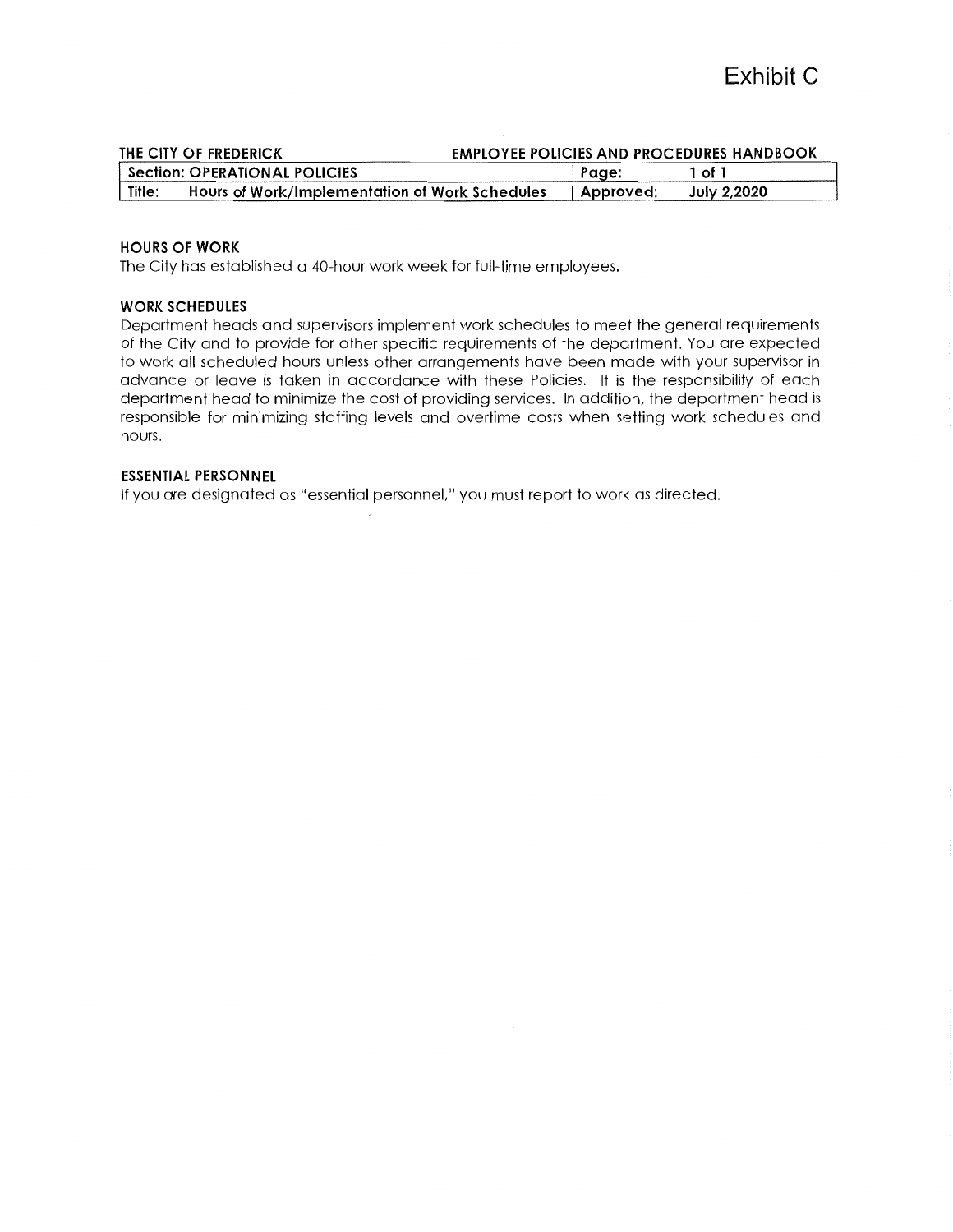# Exhibit C

| THE CITY OF FREDERICK | EMPLOYEE POLICIES AND PROCEDURES HANDBOOK | |
|---|---|---|
| Section: OPERATIONAL POLICIES | Page: | 1 of 1 |
| Title: Hours of Work/Implementation of Work Schedules | Approved: | July 2,2020 |

**HOURS OF WORK**

The City has established a 40-hour work week for full-time employees.

**WORK SCHEDULES**

Department heads and supervisors implement work schedules to meet the general requirements of the City and to provide for other specific requirements of the department. You are expected to work all scheduled hours unless other arrangements have been made with your supervisor in advance or leave is taken in accordance with these Policies. It is the responsibility of each department head to minimize the cost of providing services. In addition, the department head is responsible for minimizing staffing levels and overtime costs when setting work schedules and hours.

**ESSENTIAL PERSONNEL**

If you are designated as "essential personnel," you must report to work as directed.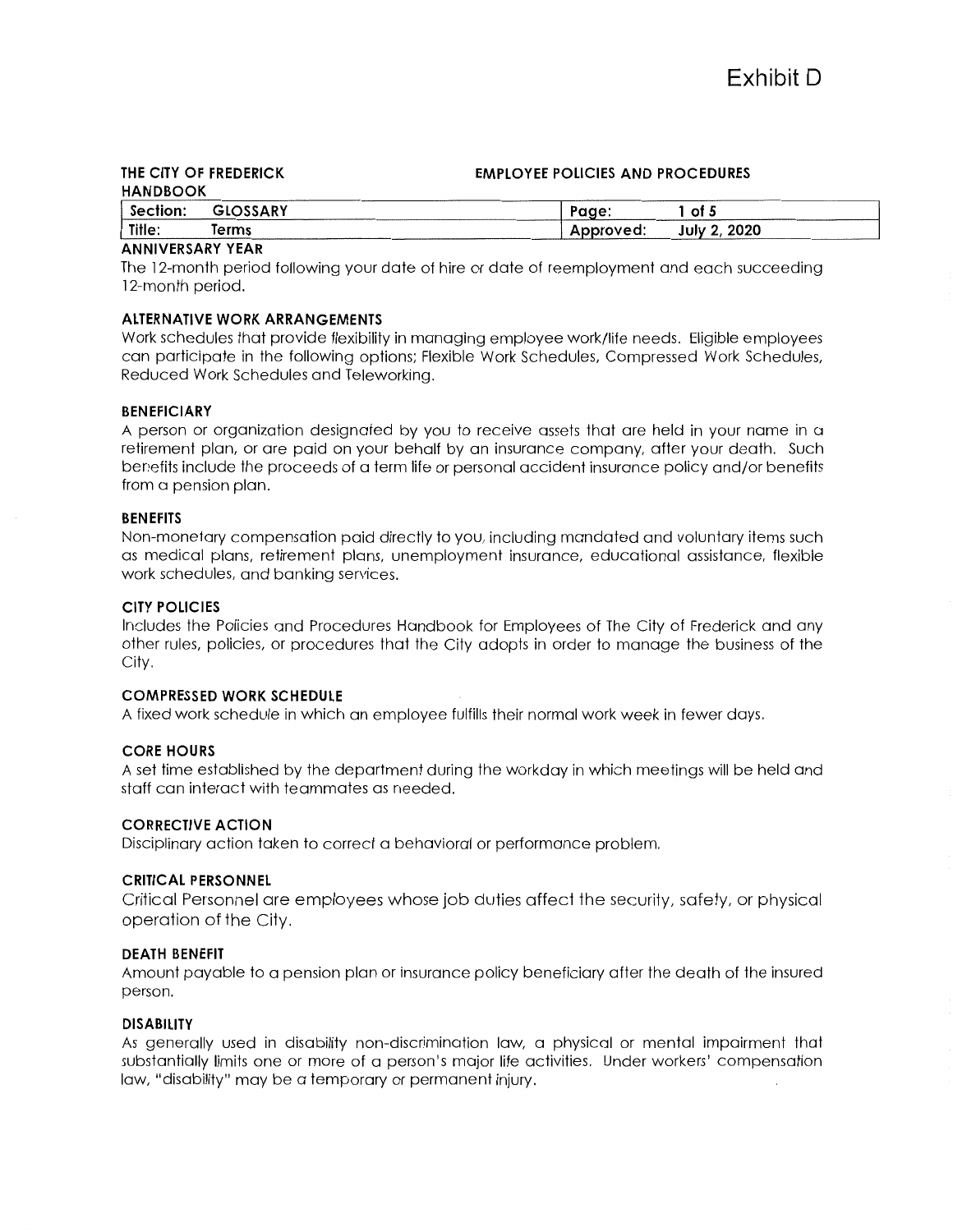# Exhibit D

**THE CITY OF FREDERICK HANDBOOK** **EMPLOYEE POLICIES AND PROCEDURES**

| Section: | GLOSSARY | Page: | 1 of 5 |
|---|---|---|---|
| Title: | Terms | Approved: | July 2, 2020 |

### ANNIVERSARY YEAR

The 12-month period following your date of hire or date of reemployment and each succeeding 12-month period.

### ALTERNATIVE WORK ARRANGEMENTS

Work schedules that provide flexibility in managing employee work/life needs. Eligible employees can participate in the following options; Flexible Work Schedules, Compressed Work Schedules, Reduced Work Schedules and Teleworking.

### BENEFICIARY

A person or organization designated by you to receive assets that are held in your name in a retirement plan, or are paid on your behalf by an insurance company, after your death. Such benefits include the proceeds of a term life or personal accident insurance policy and/or benefits from a pension plan.

### BENEFITS

Non-monetary compensation paid directly to you, including mandated and voluntary items such as medical plans, retirement plans, unemployment insurance, educational assistance, flexible work schedules, and banking services.

### CITY POLICIES

Includes the Policies and Procedures Handbook for Employees of The City of Frederick and any other rules, policies, or procedures that the City adopts in order to manage the business of the City.

### COMPRESSED WORK SCHEDULE

A fixed work schedule in which an employee fulfills their normal work week in fewer days.

### CORE HOURS

A set time established by the department during the workday in which meetings will be held and staff can interact with teammates as needed.

### CORRECTIVE ACTION

Disciplinary action taken to correct a behavioral or performance problem.

### CRITICAL PERSONNEL

Critical Personnel are employees whose job duties affect the security, safety, or physical operation of the City.

### DEATH BENEFIT

Amount payable to a pension plan or insurance policy beneficiary after the death of the insured person.

### DISABILITY

As generally used in disability non-discrimination law, a physical or mental impairment that substantially limits one or more of a person's major life activities. Under workers' compensation law, "disability" may be a temporary or permanent injury.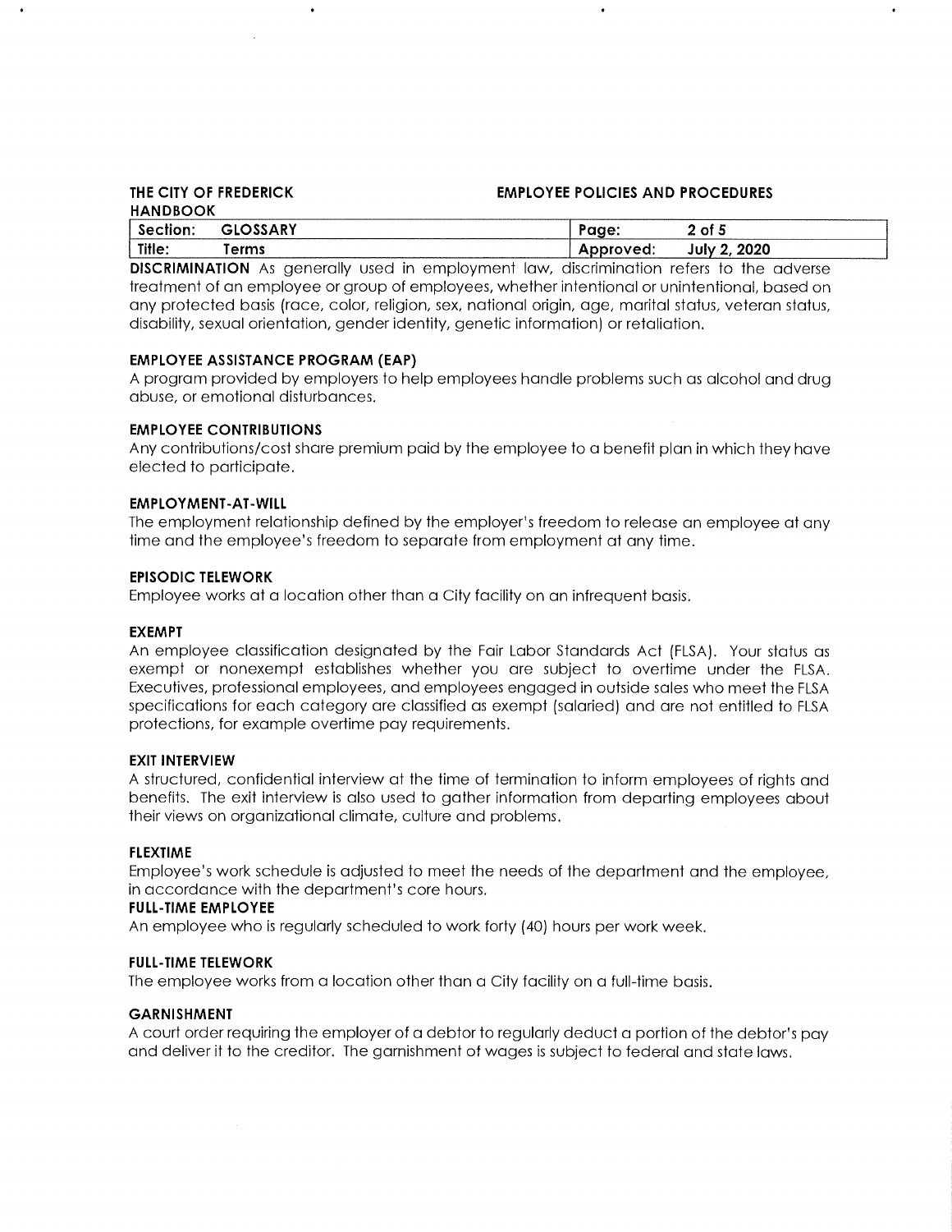**DISCRIMINATION** As generally used in employment law, discrimination refers to the adverse treatment of an employee or group of employees, whether intentional or unintentional, based on any protected basis (race, color, religion, sex, national origin, age, marital status, veteran status, disability, sexual orientation, gender identity, genetic information) or retaliation.

**EMPLOYEE ASSISTANCE PROGRAM (EAP)**
A program provided by employers to help employees handle problems such as alcohol and drug abuse, or emotional disturbances.

**EMPLOYEE CONTRIBUTIONS**
Any contributions/cost share premium paid by the employee to a benefit plan in which they have elected to participate.

**EMPLOYMENT-AT-WILL**
The employment relationship defined by the employer's freedom to release an employee at any time and the employee's freedom to separate from employment at any time.

**EPISODIC TELEWORK**
Employee works at a location other than a City facility on an infrequent basis.

**EXEMPT**
An employee classification designated by the Fair Labor Standards Act (FLSA). Your status as exempt or nonexempt establishes whether you are subject to overtime under the FLSA. Executives, professional employees, and employees engaged in outside sales who meet the FLSA specifications for each category are classified as exempt (salaried) and are not entitled to FLSA protections, for example overtime pay requirements.

**EXIT INTERVIEW**
A structured, confidential interview at the time of termination to inform employees of rights and benefits. The exit interview is also used to gather information from departing employees about their views on organizational climate, culture and problems.

**FLEXTIME**
Employee's work schedule is adjusted to meet the needs of the department and the employee, in accordance with the department's core hours.

**FULL-TIME EMPLOYEE**
An employee who is regularly scheduled to work forty (40) hours per work week.

**FULL-TIME TELEWORK**
The employee works from a location other than a City facility on a full-time basis.

**GARNISHMENT**
A court order requiring the employer of a debtor to regularly deduct a portion of the debtor's pay and deliver it to the creditor. The garnishment of wages is subject to federal and state laws.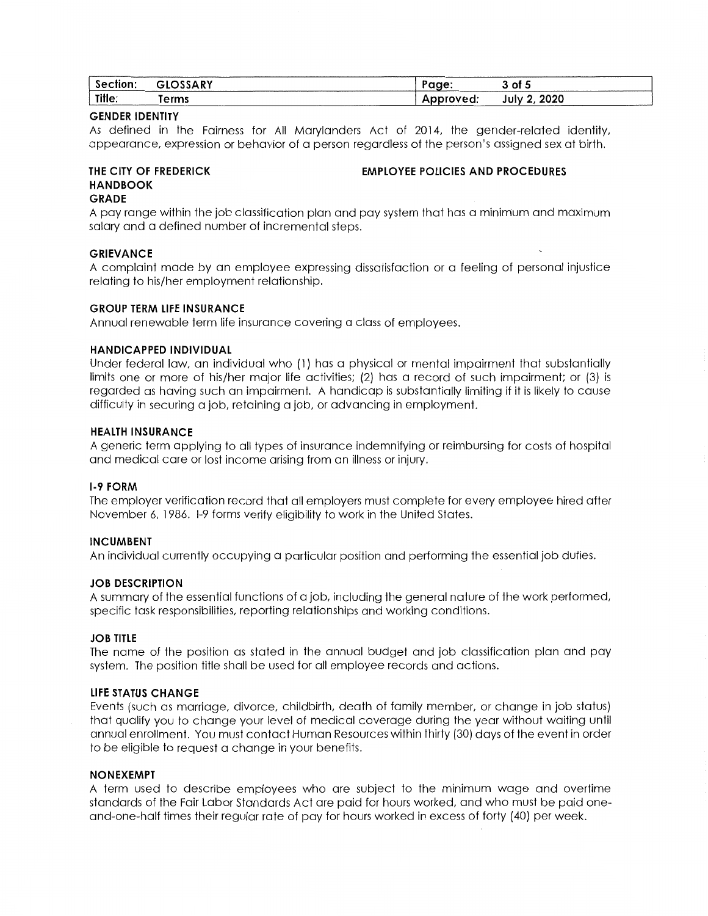### GENDER IDENTITY

As defined in the Fairness for All Marylanders Act of 2014, the gender-related identity, appearance, expression or behavior of a person regardless of the person's assigned sex at birth.

**THE CITY OF FREDERICK HANDBOOK** **EMPLOYEE POLICIES AND PROCEDURES**

### GRADE

A pay range within the job classification plan and pay system that has a minimum and maximum salary and a defined number of incremental steps.

### GRIEVANCE

A complaint made by an employee expressing dissatisfaction or a feeling of personal injustice relating to his/her employment relationship.

### GROUP TERM LIFE INSURANCE

Annual renewable term life insurance covering a class of employees.

### HANDICAPPED INDIVIDUAL

Under federal law, an individual who (1) has a physical or mental impairment that substantially limits one or more of his/her major life activities; (2) has a record of such impairment; or (3) is regarded as having such an impairment. A handicap is substantially limiting if it is likely to cause difficulty in securing a job, retaining a job, or advancing in employment.

### HEALTH INSURANCE

A generic term applying to all types of insurance indemnifying or reimbursing for costs of hospital and medical care or lost income arising from an illness or injury.

### I-9 FORM

The employer verification record that all employers must complete for every employee hired after November 6, 1986. I-9 forms verify eligibility to work in the United States.

### INCUMBENT

An individual currently occupying a particular position and performing the essential job duties.

### JOB DESCRIPTION

A summary of the essential functions of a job, including the general nature of the work performed, specific task responsibilities, reporting relationships and working conditions.

### JOB TITLE

The name of the position as stated in the annual budget and job classification plan and pay system. The position title shall be used for all employee records and actions.

### LIFE STATUS CHANGE

Events (such as marriage, divorce, childbirth, death of family member, or change in job status) that qualify you to change your level of medical coverage during the year without waiting until annual enrollment. You must contact Human Resources within thirty (30) days of the event in order to be eligible to request a change in your benefits.

### NONEXEMPT

A term used to describe employees who are subject to the minimum wage and overtime standards of the Fair Labor Standards Act are paid for hours worked, and who must be paid one-and-one-half times their regular rate of pay for hours worked in excess of forty (40) per week.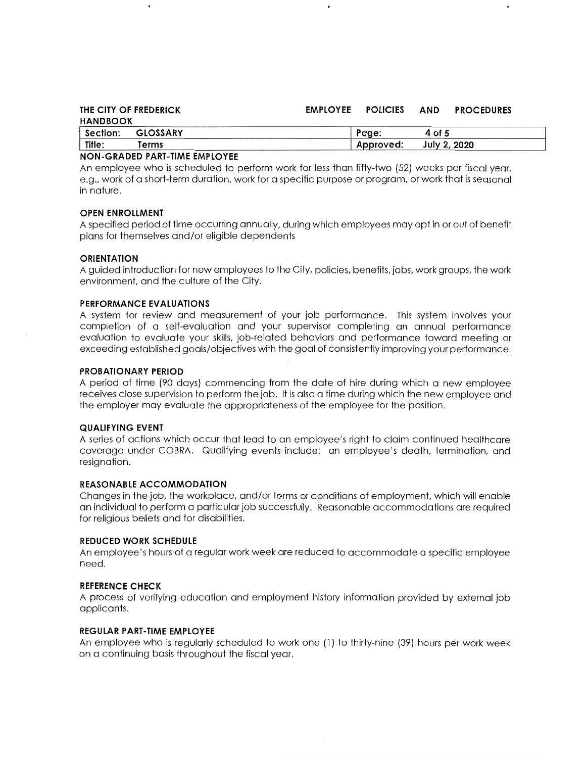### NON-GRADED PART-TIME EMPLOYEE

An employee who is scheduled to perform work for less than fifty-two (52) weeks per fiscal year, e.g., work of a short-term duration, work for a specific purpose or program, or work that is seasonal in nature.

### OPEN ENROLLMENT

A specified period of time occurring annually, during which employees may opt in or out of benefit plans for themselves and/or eligible dependents

### ORIENTATION

A guided introduction for new employees to the City, policies, benefits, jobs, work groups, the work environment, and the culture of the City.

### PERFORMANCE EVALUATIONS

A system for review and measurement of your job performance. This system involves your completion of a self-evaluation and your supervisor completing an annual performance evaluation to evaluate your skills, job-related behaviors and performance toward meeting or exceeding established goals/objectives with the goal of consistently improving your performance.

### PROBATIONARY PERIOD

A period of time (90 days) commencing from the date of hire during which a new employee receives close supervision to perform the job. It is also a time during which the new employee and the employer may evaluate the appropriateness of the employee for the position.

### QUALIFYING EVENT

A series of actions which occur that lead to an employee's right to claim continued healthcare coverage under COBRA. Qualifying events include: an employee's death, termination, and resignation.

### REASONABLE ACCOMMODATION

Changes in the job, the workplace, and/or terms or conditions of employment, which will enable an individual to perform a particular job successfully. Reasonable accommodations are required for religious beliefs and for disabilities.

### REDUCED WORK SCHEDULE

An employee's hours of a regular work week are reduced to accommodate a specific employee need.

### REFERENCE CHECK

A process of verifying education and employment history information provided by external job applicants.

### REGULAR PART-TIME EMPLOYEE

An employee who is regularly scheduled to work one (1) to thirty-nine (39) hours per work week on a continuing basis throughout the fiscal year.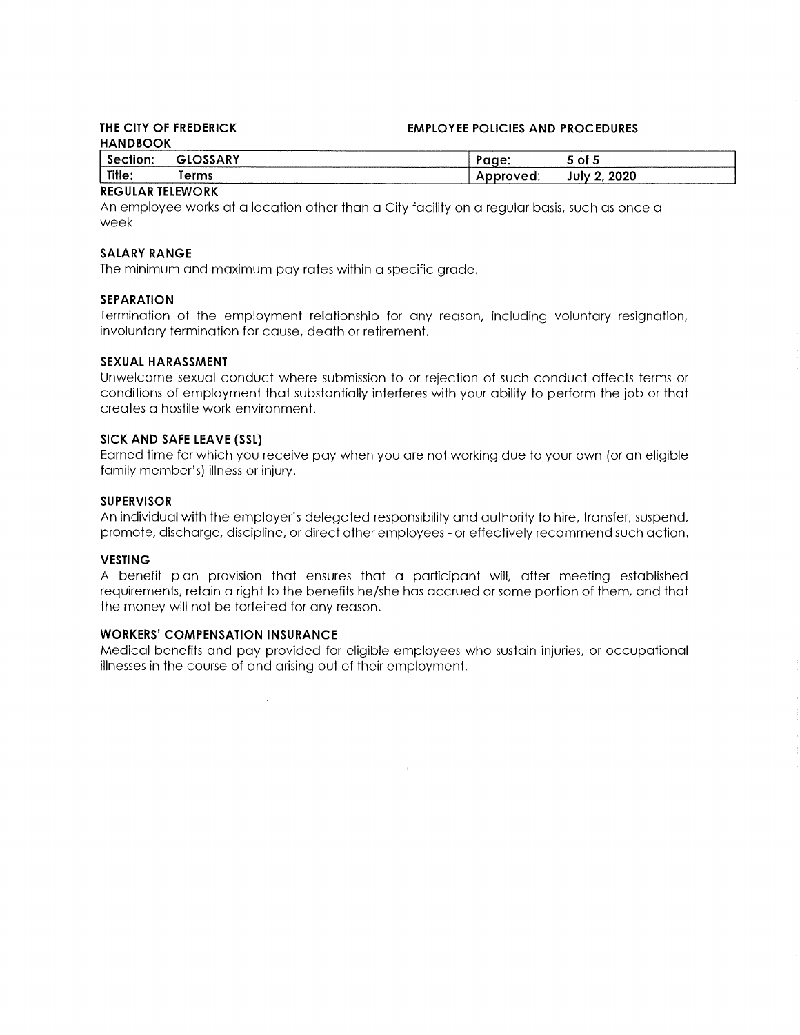### REGULAR TELEWORK

An employee works at a location other than a City facility on a regular basis, such as once a week

### SALARY RANGE

The minimum and maximum pay rates within a specific grade.

### SEPARATION

Termination of the employment relationship for any reason, including voluntary resignation, involuntary termination for cause, death or retirement.

### SEXUAL HARASSMENT

Unwelcome sexual conduct where submission to or rejection of such conduct affects terms or conditions of employment that substantially interferes with your ability to perform the job or that creates a hostile work environment.

### SICK AND SAFE LEAVE (SSL)

Earned time for which you receive pay when you are not working due to your own (or an eligible family member's) illness or injury.

### SUPERVISOR

An individual with the employer's delegated responsibility and authority to hire, transfer, suspend, promote, discharge, discipline, or direct other employees - or effectively recommend such action.

### VESTING

A benefit plan provision that ensures that a participant will, after meeting established requirements, retain a right to the benefits he/she has accrued or some portion of them, and that the money will not be forfeited for any reason.

### WORKERS' COMPENSATION INSURANCE

Medical benefits and pay provided for eligible employees who sustain injuries, or occupational illnesses in the course of and arising out of their employment.